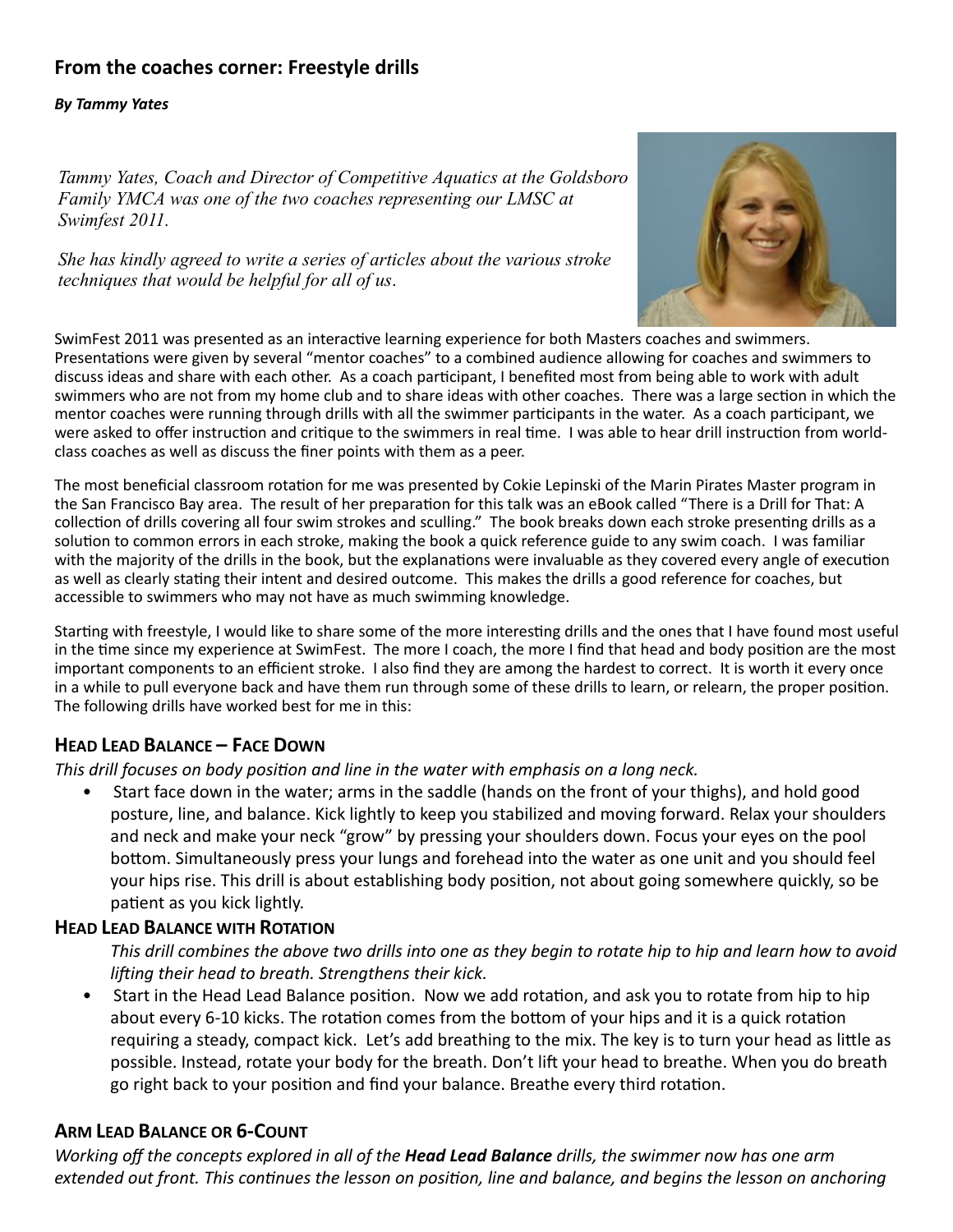## From the coaches corner: Freestyle drills

***By Tammy Yates***

*Tammy Yates, Coach and Director of Competitive Aquatics at the Goldsboro Family YMCA was one of the two coaches representing our LMSC at Swimfest 2011.*

*She has kindly agreed to write a series of articles about the various stroke techniques that would be helpful for all of us.*

SwimFest 2011 was presented as an interactive learning experience for both Masters coaches and swimmers. Presentations were given by several "mentor coaches" to a combined audience allowing for coaches and swimmers to discuss ideas and share with each other. As a coach participant, I benefited most from being able to work with adult swimmers who are not from my home club and to share ideas with other coaches. There was a large section in which the mentor coaches were running through drills with all the swimmer participants in the water. As a coach participant, we were asked to offer instruction and critique to the swimmers in real time. I was able to hear drill instruction from world-class coaches as well as discuss the finer points with them as a peer.

The most beneficial classroom rotation for me was presented by Cokie Lepinski of the Marin Pirates Master program in the San Francisco Bay area. The result of her preparation for this talk was an eBook called "There is a Drill for That: A collection of drills covering all four swim strokes and sculling." The book breaks down each stroke presenting drills as a solution to common errors in each stroke, making the book a quick reference guide to any swim coach. I was familiar with the majority of the drills in the book, but the explanations were invaluable as they covered every angle of execution as well as clearly stating their intent and desired outcome. This makes the drills a good reference for coaches, but accessible to swimmers who may not have as much swimming knowledge.

Starting with freestyle, I would like to share some of the more interesting drills and the ones that I have found most useful in the time since my experience at SwimFest. The more I coach, the more I find that head and body position are the most important components to an efficient stroke. I also find they are among the hardest to correct. It is worth it every once in a while to pull everyone back and have them run through some of these drills to learn, or relearn, the proper position. The following drills have worked best for me in this:

### Head Lead Balance – Face Down

*This drill focuses on body position and line in the water with emphasis on a long neck.*

- Start face down in the water; arms in the saddle (hands on the front of your thighs), and hold good posture, line, and balance. Kick lightly to keep you stabilized and moving forward. Relax your shoulders and neck and make your neck "grow" by pressing your shoulders down. Focus your eyes on the pool bottom. Simultaneously press your lungs and forehead into the water as one unit and you should feel your hips rise. This drill is about establishing body position, not about going somewhere quickly, so be patient as you kick lightly.

### Head Lead Balance with Rotation

*This drill combines the above two drills into one as they begin to rotate hip to hip and learn how to avoid lifting their head to breath. Strengthens their kick.*

- Start in the Head Lead Balance position. Now we add rotation, and ask you to rotate from hip to hip about every 6-10 kicks. The rotation comes from the bottom of your hips and it is a quick rotation requiring a steady, compact kick. Let's add breathing to the mix. The key is to turn your head as little as possible. Instead, rotate your body for the breath. Don't lift your head to breathe. When you do breath go right back to your position and find your balance. Breathe every third rotation.

### Arm Lead Balance or 6-Count

*Working off the concepts explored in all of the **Head Lead Balance** drills, the swimmer now has one arm extended out front. This continues the lesson on position, line and balance, and begins the lesson on anchoring*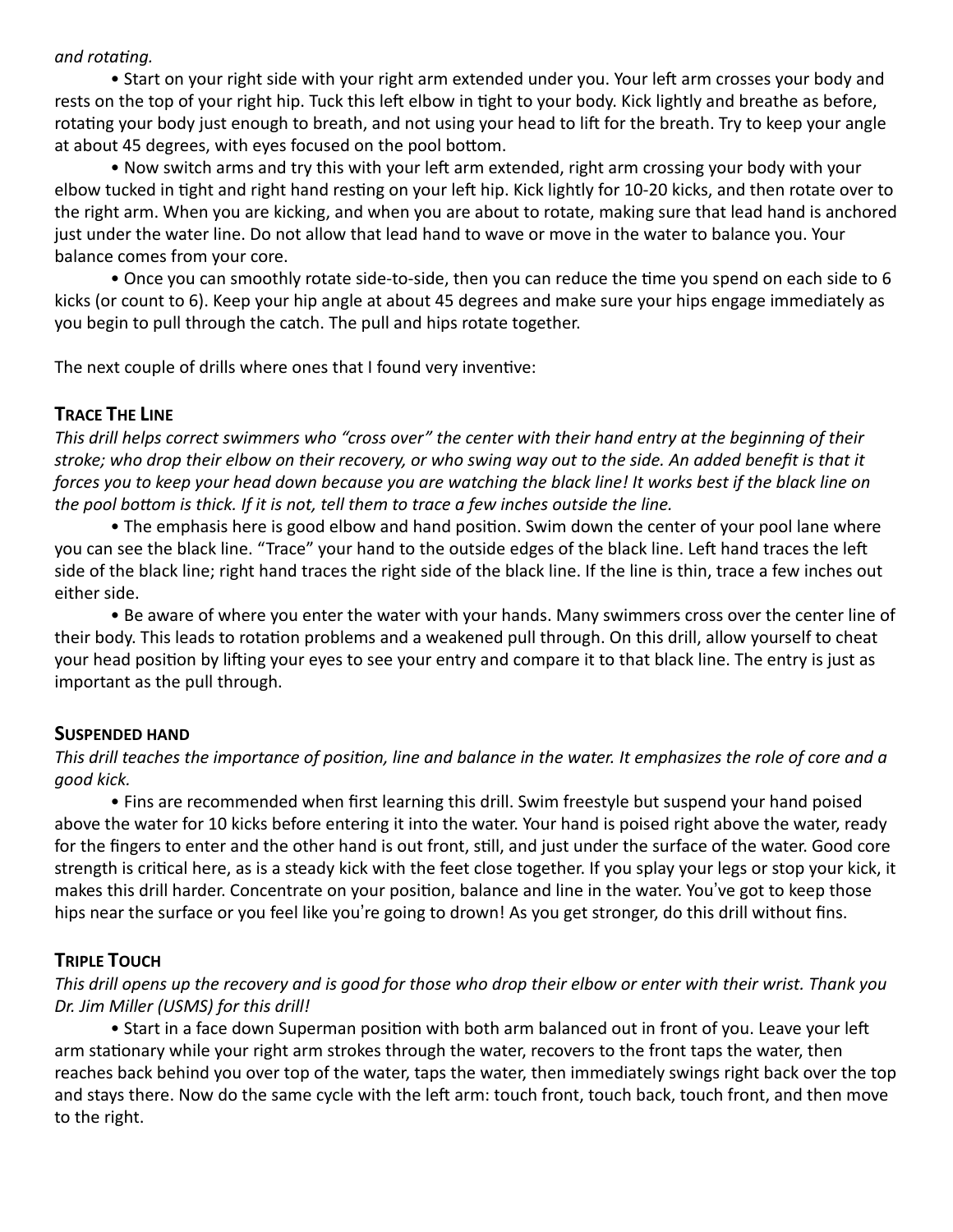*and rotating.*

• Start on your right side with your right arm extended under you. Your left arm crosses your body and rests on the top of your right hip. Tuck this left elbow in tight to your body. Kick lightly and breathe as before, rotating your body just enough to breath, and not using your head to lift for the breath. Try to keep your angle at about 45 degrees, with eyes focused on the pool bottom.

• Now switch arms and try this with your left arm extended, right arm crossing your body with your elbow tucked in tight and right hand resting on your left hip. Kick lightly for 10-20 kicks, and then rotate over to the right arm. When you are kicking, and when you are about to rotate, making sure that lead hand is anchored just under the water line. Do not allow that lead hand to wave or move in the water to balance you. Your balance comes from your core.

• Once you can smoothly rotate side-to-side, then you can reduce the time you spend on each side to 6 kicks (or count to 6). Keep your hip angle at about 45 degrees and make sure your hips engage immediately as you begin to pull through the catch. The pull and hips rotate together.

The next couple of drills where ones that I found very inventive:

## Trace The Line

*This drill helps correct swimmers who "cross over" the center with their hand entry at the beginning of their stroke; who drop their elbow on their recovery, or who swing way out to the side. An added benefit is that it forces you to keep your head down because you are watching the black line! It works best if the black line on the pool bottom is thick. If it is not, tell them to trace a few inches outside the line.*

• The emphasis here is good elbow and hand position. Swim down the center of your pool lane where you can see the black line. "Trace" your hand to the outside edges of the black line. Left hand traces the left side of the black line; right hand traces the right side of the black line. If the line is thin, trace a few inches out either side.

• Be aware of where you enter the water with your hands. Many swimmers cross over the center line of their body. This leads to rotation problems and a weakened pull through. On this drill, allow yourself to cheat your head position by lifting your eyes to see your entry and compare it to that black line. The entry is just as important as the pull through.

## Suspended hand

*This drill teaches the importance of position, line and balance in the water. It emphasizes the role of core and a good kick.*

• Fins are recommended when first learning this drill. Swim freestyle but suspend your hand poised above the water for 10 kicks before entering it into the water. Your hand is poised right above the water, ready for the fingers to enter and the other hand is out front, still, and just under the surface of the water. Good core strength is critical here, as is a steady kick with the feet close together. If you splay your legs or stop your kick, it makes this drill harder. Concentrate on your position, balance and line in the water. You've got to keep those hips near the surface or you feel like you're going to drown! As you get stronger, do this drill without fins.

## Triple Touch

*This drill opens up the recovery and is good for those who drop their elbow or enter with their wrist. Thank you Dr. Jim Miller (USMS) for this drill!*

• Start in a face down Superman position with both arm balanced out in front of you. Leave your left arm stationary while your right arm strokes through the water, recovers to the front taps the water, then reaches back behind you over top of the water, taps the water, then immediately swings right back over the top and stays there. Now do the same cycle with the left arm: touch front, touch back, touch front, and then move to the right.